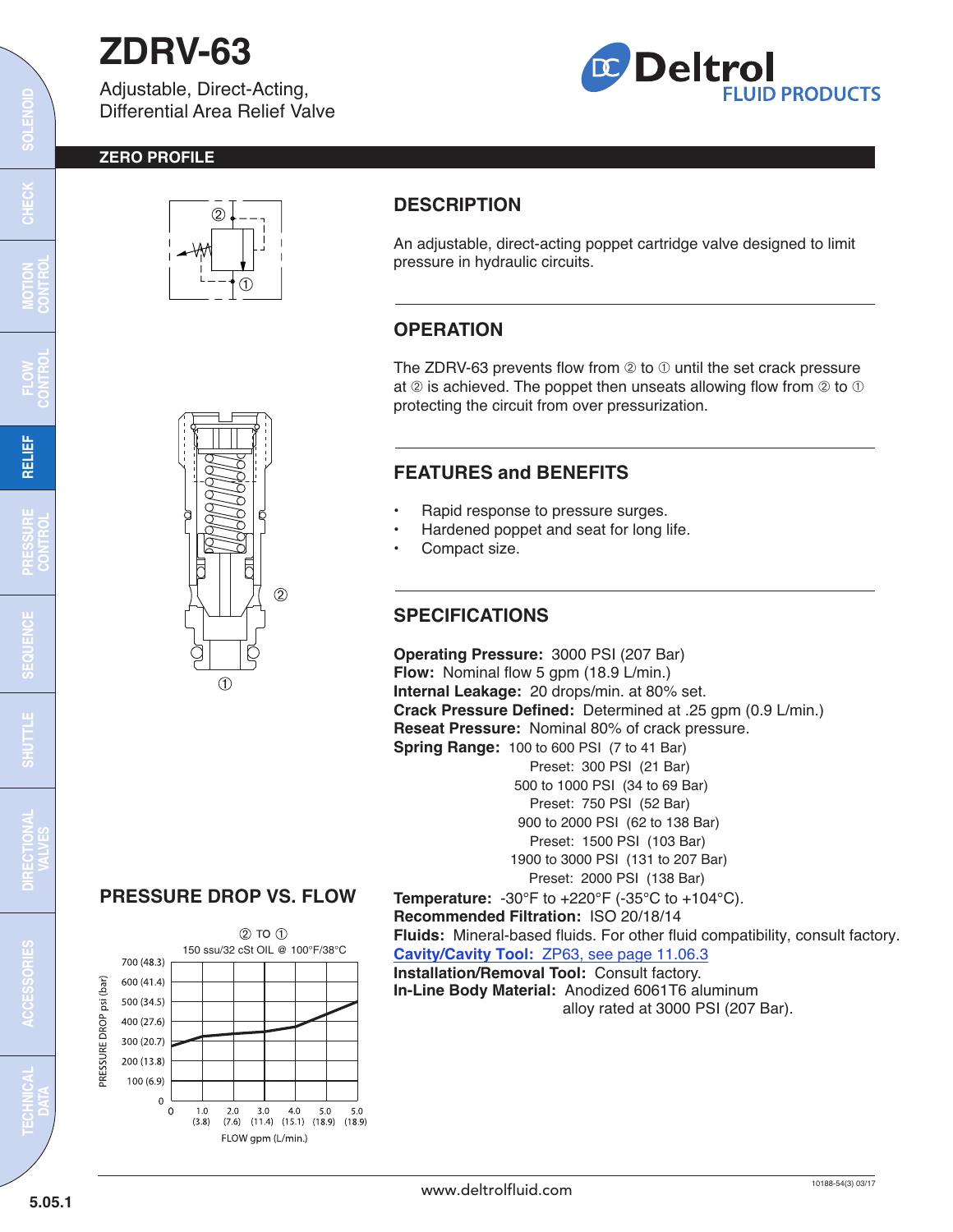# ZDRV-63

Adjustable, Direct-Acting, Differential Area Relief Valve

**ZERO PROFILE**

## DESCRIPTION

An adjustable, direct-acting poppet cartridge valve designed to limit pressure in hydraulic circuits.

## OPERATION

The ZDRV-63 prevents flow from ② to ① until the set crack pressure at ② is achieved. The poppet then unseats allowing flow from ② to ① protecting the circuit from over pressurization.

## FEATURES and BENEFITS

- Rapid response to pressure surges.
- Hardened poppet and seat for long life.
- Compact size.

## SPECIFICATIONS

**Operating Pressure:** 3000 PSI (207 Bar)
**Flow:** Nominal flow 5 gpm (18.9 L/min.)
**Internal Leakage:** 20 drops/min. at 80% set.
**Crack Pressure Defined:** Determined at .25 gpm (0.9 L/min.)
**Reseat Pressure:** Nominal 80% of crack pressure.
**Spring Range:** 100 to 600 PSI (7 to 41 Bar)
Preset: 300 PSI (21 Bar)
500 to 1000 PSI (34 to 69 Bar)
Preset: 750 PSI (52 Bar)
900 to 2000 PSI (62 to 138 Bar)
Preset: 1500 PSI (103 Bar)
1900 to 3000 PSI (131 to 207 Bar)
Preset: 2000 PSI (138 Bar)
**Temperature:** -30°F to +220°F (-35°C to +104°C).
**Recommended Filtration:** ISO 20/18/14
**Fluids:** Mineral-based fluids. For other fluid compatibility, consult factory.
**Cavity/Cavity Tool:** ZP63, see page 11.06.3
**Installation/Removal Tool:** Consult factory.
**In-Line Body Material:** Anodized 6061T6 aluminum alloy rated at 3000 PSI (207 Bar).

## PRESSURE DROP VS. FLOW

② TO ①
150 ssu/32 cSt OIL @ 100°F/38°C

PRESSURE DROP psi (bar): 0, 100 (6.9), 200 (13.8), 300 (20.7), 400 (27.6), 500 (34.5), 600 (41.4), 700 (48.3)

FLOW gpm (L/min.): 0, 1.0 (3.8), 2.0 (7.6), 3.0 (11.4), 4.0 (15.1), 5.0 (18.9), 5.0 (18.9)

www.deltrolfluid.com

10188-54(3) 03/17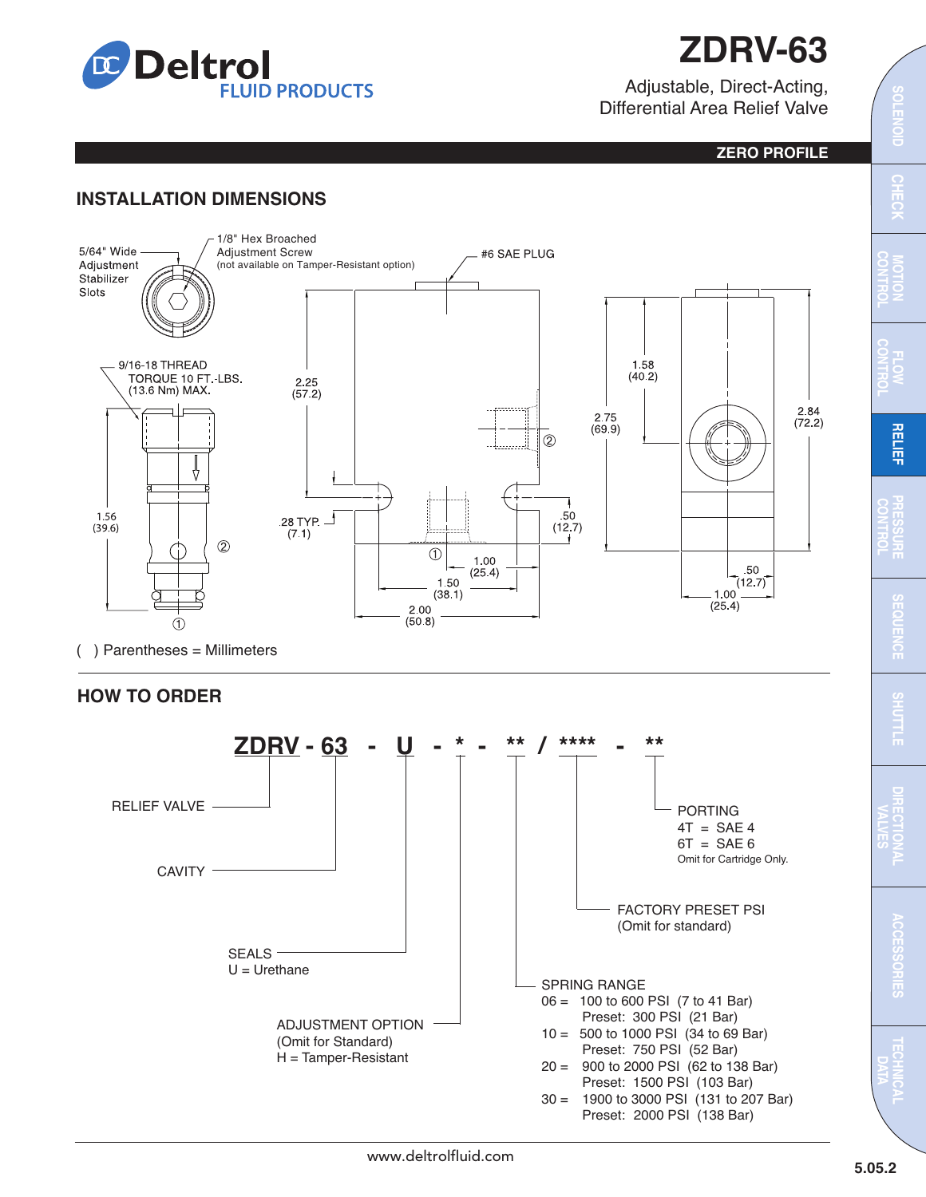# ZDRV-63

Adjustable, Direct-Acting, Differential Area Relief Valve

**ZERO PROFILE**

## INSTALLATION DIMENSIONS

5/64" Wide Adjustment Stabilizer Slots

1/8" Hex Broached Adjustment Screw (not available on Tamper-Resistant option)

#6 SAE PLUG

9/16-18 THREAD TORQUE 10 FT.-LBS. (13.6 Nm) MAX.

1.56 (39.6)

2.25 (57.2)

.28 TYP. (7.1)

1.00 (25.4)

1.50 (38.1)

2.00 (50.8)

.50 (12.7)

1.58 (40.2)

2.75 (69.9)

2.84 (72.2)

.50 (12.7)

1.00 (25.4)

( ) Parentheses = Millimeters

## HOW TO ORDER

**ZDRV - 63 - U - * - ** / **** - ****

- RELIEF VALVE (ZDRV)
- CAVITY (63)
- SEALS
  - U = Urethane
- ADJUSTMENT OPTION (Omit for Standard)
  - H = Tamper-Resistant
- SPRING RANGE
  - 06 = 100 to 600 PSI (7 to 41 Bar) Preset: 300 PSI (21 Bar)
  - 10 = 500 to 1000 PSI (34 to 69 Bar) Preset: 750 PSI (52 Bar)
  - 20 = 900 to 2000 PSI (62 to 138 Bar) Preset: 1500 PSI (103 Bar)
  - 30 = 1900 to 3000 PSI (131 to 207 Bar) Preset: 2000 PSI (138 Bar)
- FACTORY PRESET PSI (Omit for standard)
- PORTING
  - 4T = SAE 4
  - 6T = SAE 6
  - Omit for Cartridge Only.

www.deltrolfluid.com